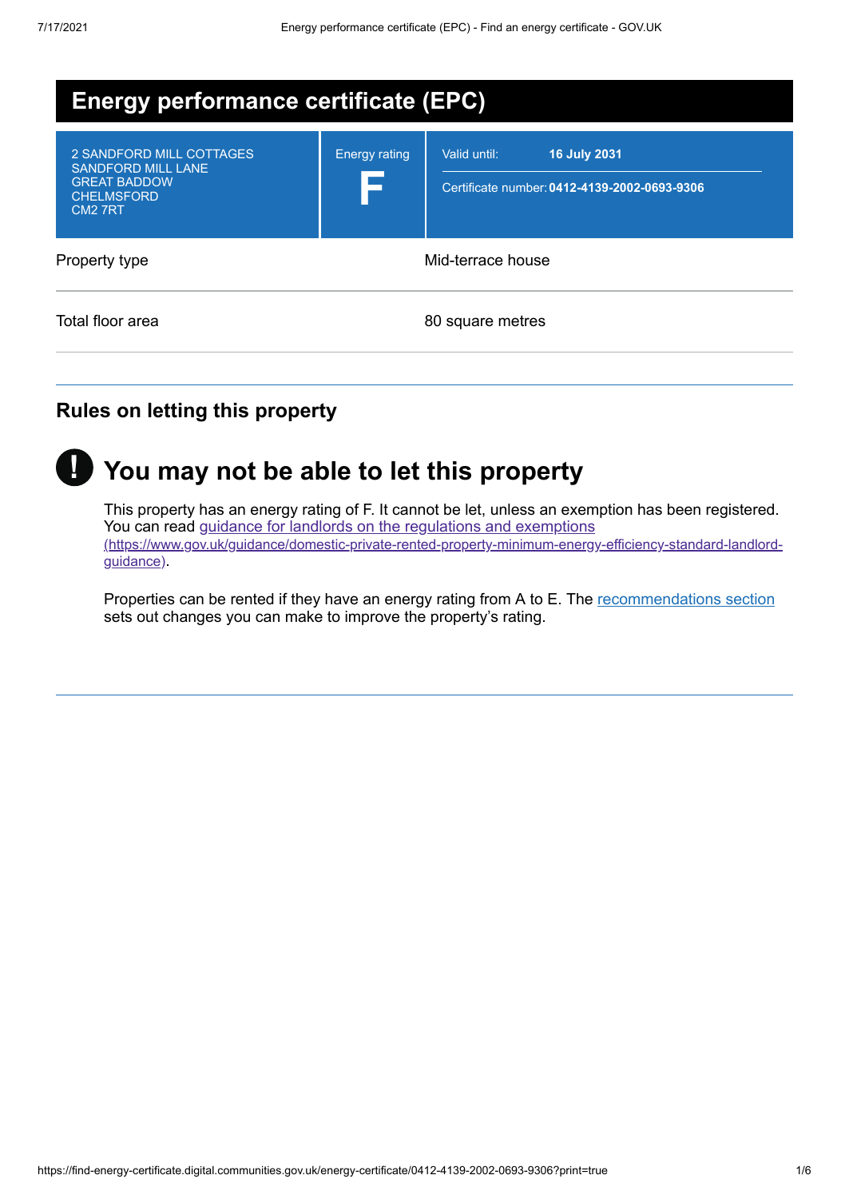# Energy performance certificate (EPC)

| | | |
|---|---|---|
| 2 SANDFORD MILL COTTAGES<br>SANDFORD MILL LANE<br>GREAT BADDOW<br>CHELMSFORD<br>CM2 7RT | Energy rating<br>**F** | Valid until: **16 July 2031**<br>Certificate number: **0412-4139-2002-0693-9306** |

| | |
|---|---|
| Property type | Mid-terrace house |
| Total floor area | 80 square metres |

## Rules on letting this property

## You may not be able to let this property

This property has an energy rating of F. It cannot be let, unless an exemption has been registered. You can read guidance for landlords on the regulations and exemptions (https://www.gov.uk/guidance/domestic-private-rented-property-minimum-energy-efficiency-standard-landlord-guidance).

Properties can be rented if they have an energy rating from A to E. The recommendations section sets out changes you can make to improve the property's rating.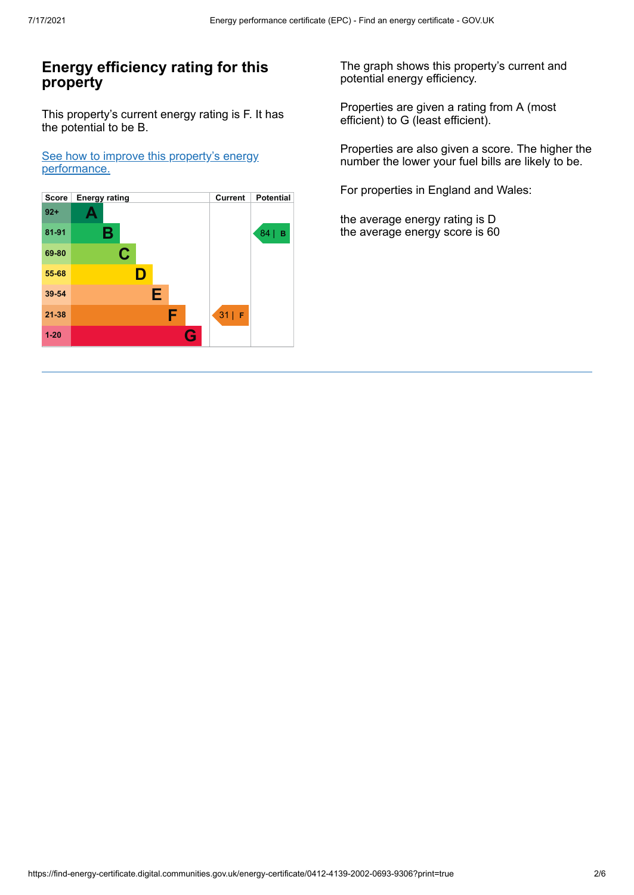## Energy efficiency rating for this property

This property's current energy rating is F. It has the potential to be B.

[See how to improve this property's energy performance.](#)

| Score | Energy rating | Current | Potential |
|---|---|---|---|
| 92+ | A | | |
| 81-91 | B | | 84 \| B |
| 69-80 | C | | |
| 55-68 | D | | |
| 39-54 | E | | |
| 21-38 | F | 31 \| F | |
| 1-20 | G | | |

The graph shows this property's current and potential energy efficiency.

Properties are given a rating from A (most efficient) to G (least efficient).

Properties are also given a score. The higher the number the lower your fuel bills are likely to be.

For properties in England and Wales:

the average energy rating is D
the average energy score is 60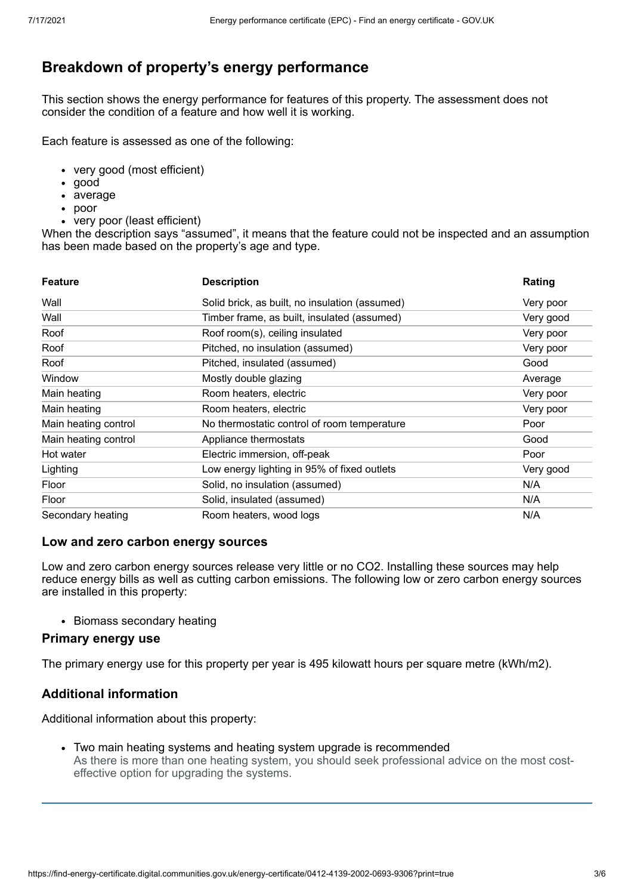## Breakdown of property's energy performance

This section shows the energy performance for features of this property. The assessment does not consider the condition of a feature and how well it is working.

Each feature is assessed as one of the following:

- very good (most efficient)
- good
- average
- poor
- very poor (least efficient)

When the description says "assumed", it means that the feature could not be inspected and an assumption has been made based on the property's age and type.

| Feature | Description | Rating |
|---|---|---|
| Wall | Solid brick, as built, no insulation (assumed) | Very poor |
| Wall | Timber frame, as built, insulated (assumed) | Very good |
| Roof | Roof room(s), ceiling insulated | Very poor |
| Roof | Pitched, no insulation (assumed) | Very poor |
| Roof | Pitched, insulated (assumed) | Good |
| Window | Mostly double glazing | Average |
| Main heating | Room heaters, electric | Very poor |
| Main heating | Room heaters, electric | Very poor |
| Main heating control | No thermostatic control of room temperature | Poor |
| Main heating control | Appliance thermostats | Good |
| Hot water | Electric immersion, off-peak | Poor |
| Lighting | Low energy lighting in 95% of fixed outlets | Very good |
| Floor | Solid, no insulation (assumed) | N/A |
| Floor | Solid, insulated (assumed) | N/A |
| Secondary heating | Room heaters, wood logs | N/A |

### Low and zero carbon energy sources

Low and zero carbon energy sources release very little or no $CO_2$. Installing these sources may help reduce energy bills as well as cutting carbon emissions. The following low or zero carbon energy sources are installed in this property:

- Biomass secondary heating

### Primary energy use

The primary energy use for this property per year is 495 kilowatt hours per square metre (kWh/m2).

### Additional information

Additional information about this property:

- Two main heating systems and heating system upgrade is recommended
  As there is more than one heating system, you should seek professional advice on the most cost-effective option for upgrading the systems.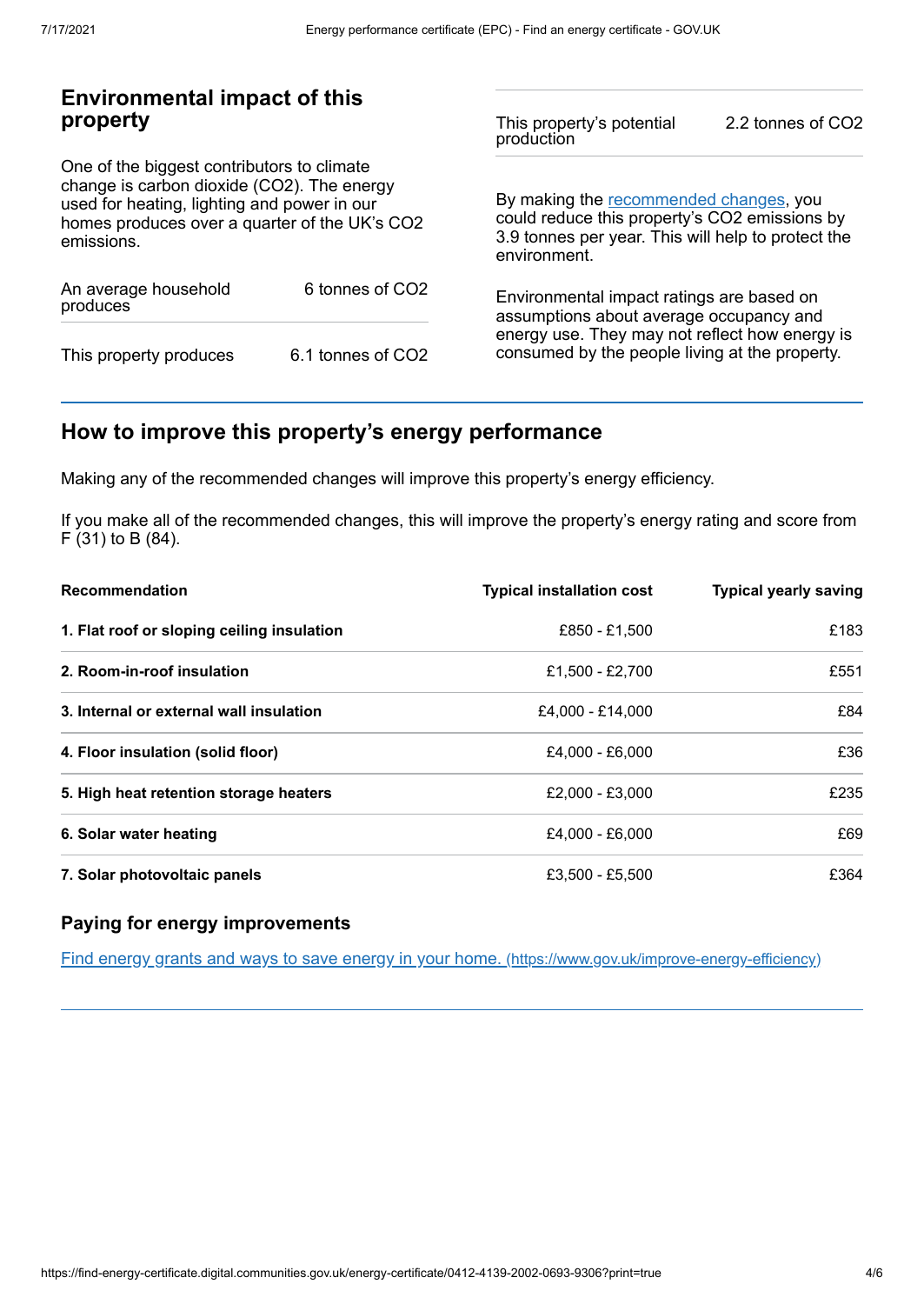## Environmental impact of this property

One of the biggest contributors to climate change is carbon dioxide ($CO_2$). The energy used for heating, lighting and power in our homes produces over a quarter of the UK's $CO_2$ emissions.

| | |
|---|---|
| An average household produces | 6 tonnes of $CO_2$ |
| This property produces | 6.1 tonnes of $CO_2$ |
| This property's potential production | 2.2 tonnes of $CO_2$ |

By making the recommended changes, you could reduce this property's $CO_2$ emissions by 3.9 tonnes per year. This will help to protect the environment.

Environmental impact ratings are based on assumptions about average occupancy and energy use. They may not reflect how energy is consumed by the people living at the property.

## How to improve this property's energy performance

Making any of the recommended changes will improve this property's energy efficiency.

If you make all of the recommended changes, this will improve the property's energy rating and score from F (31) to B (84).

| Recommendation | Typical installation cost | Typical yearly saving |
|---|---|---|
| **1. Flat roof or sloping ceiling insulation** | £850 - £1,500 | £183 |
| **2. Room-in-roof insulation** | £1,500 - £2,700 | £551 |
| **3. Internal or external wall insulation** | £4,000 - £14,000 | £84 |
| **4. Floor insulation (solid floor)** | £4,000 - £6,000 | £36 |
| **5. High heat retention storage heaters** | £2,000 - £3,000 | £235 |
| **6. Solar water heating** | £4,000 - £6,000 | £69 |
| **7. Solar photovoltaic panels** | £3,500 - £5,500 | £364 |

### Paying for energy improvements

[Find energy grants and ways to save energy in your home. (https://www.gov.uk/improve-energy-efficiency)](https://www.gov.uk/improve-energy-efficiency)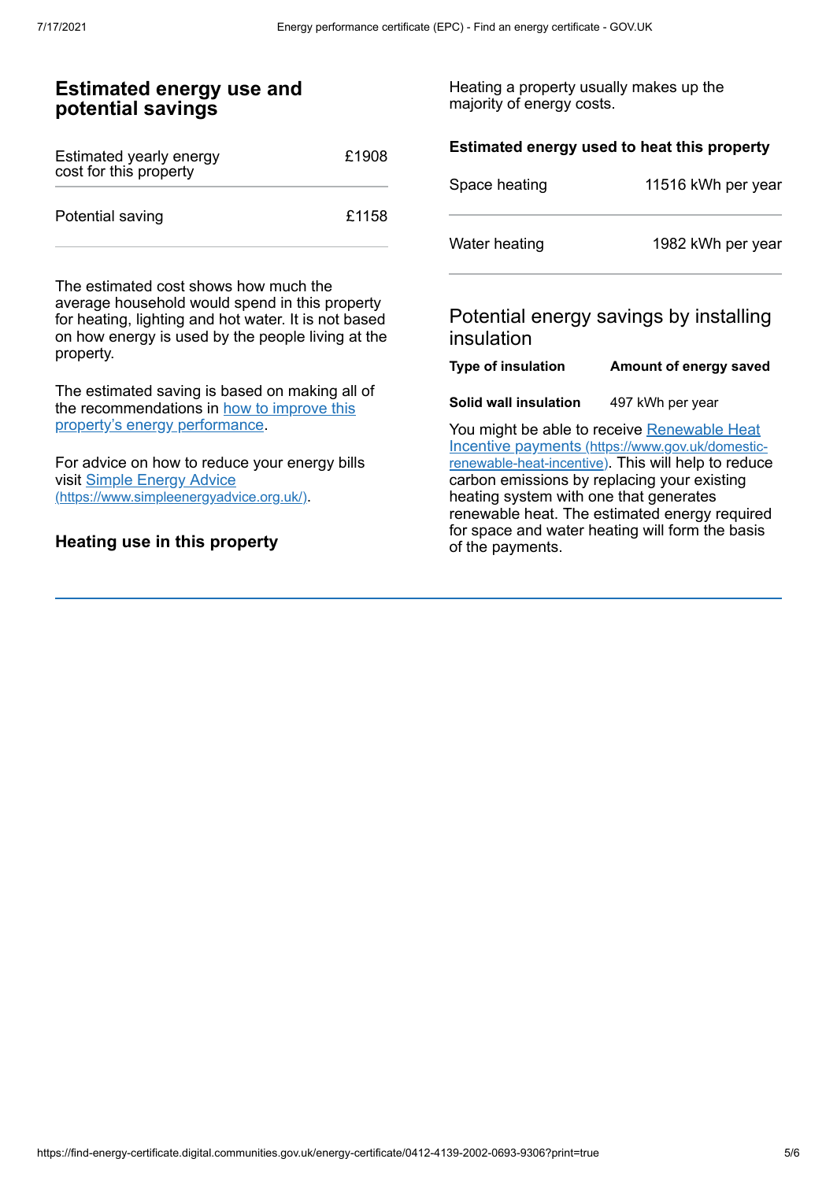## Estimated energy use and potential savings

| | |
|---|---|
| Estimated yearly energy cost for this property | £1908 |
| Potential saving | £1158 |

The estimated cost shows how much the average household would spend in this property for heating, lighting and hot water. It is not based on how energy is used by the people living at the property.

The estimated saving is based on making all of the recommendations in [how to improve this property's energy performance](#).

For advice on how to reduce your energy bills visit [Simple Energy Advice (https://www.simpleenergyadvice.org.uk/)](https://www.simpleenergyadvice.org.uk/).

### Heating use in this property

Heating a property usually makes up the majority of energy costs.

#### Estimated energy used to heat this property

| | |
|---|---|
| Space heating | 11516 kWh per year |
| Water heating | 1982 kWh per year |

### Potential energy savings by installing insulation

| Type of insulation | Amount of energy saved |
|---|---|
| **Solid wall insulation** | 497 kWh per year |

You might be able to receive [Renewable Heat Incentive payments (https://www.gov.uk/domestic-renewable-heat-incentive)](https://www.gov.uk/domestic-renewable-heat-incentive). This will help to reduce carbon emissions by replacing your existing heating system with one that generates renewable heat. The estimated energy required for space and water heating will form the basis of the payments.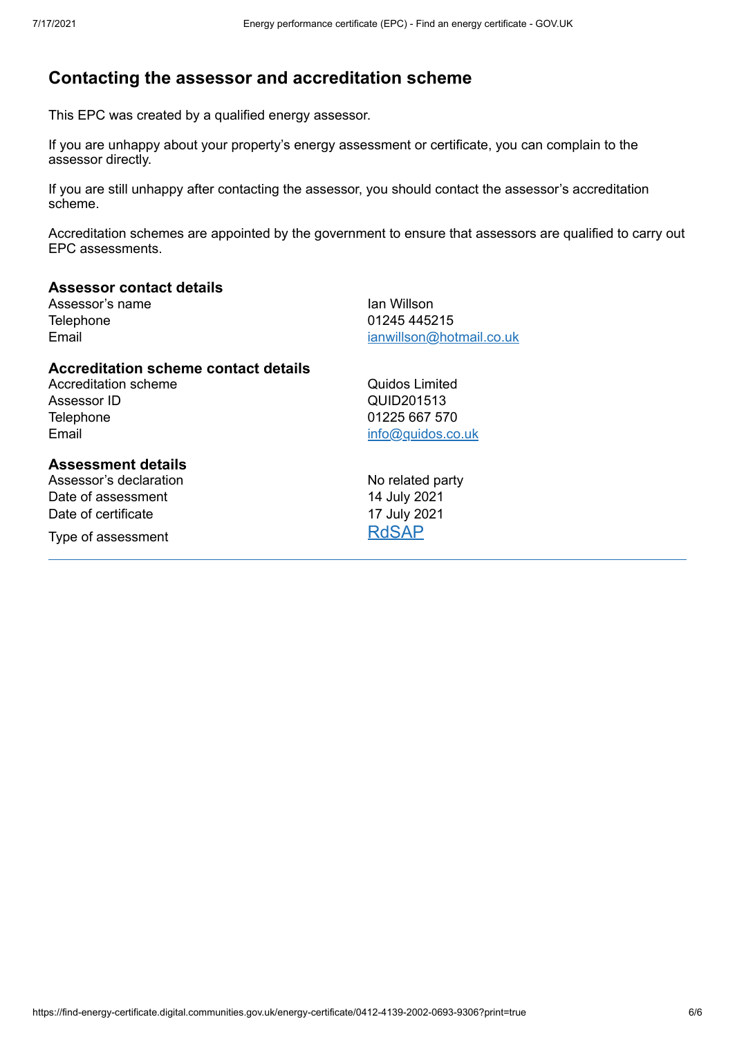## Contacting the assessor and accreditation scheme

This EPC was created by a qualified energy assessor.

If you are unhappy about your property's energy assessment or certificate, you can complain to the assessor directly.

If you are still unhappy after contacting the assessor, you should contact the assessor's accreditation scheme.

Accreditation schemes are appointed by the government to ensure that assessors are qualified to carry out EPC assessments.

### Assessor contact details

| | |
|---|---|
| Assessor's name | Ian Willson |
| Telephone | 01245 445215 |
| Email | ianwillson@hotmail.co.uk |

### Accreditation scheme contact details

| | |
|---|---|
| Accreditation scheme | Quidos Limited |
| Assessor ID | QUID201513 |
| Telephone | 01225 667 570 |
| Email | info@quidos.co.uk |

### Assessment details

| | |
|---|---|
| Assessor's declaration | No related party |
| Date of assessment | 14 July 2021 |
| Date of certificate | 17 July 2021 |
| Type of assessment | RdSAP |